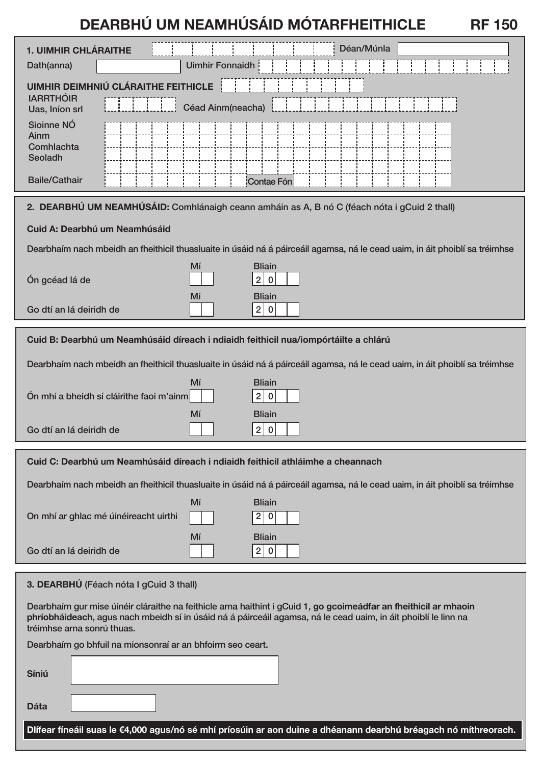# DEARBHÚ UM NEAMHÚSÁID MÓTARFHEITHICLE RF 150

## 1.

**1. UIMHIR CHLÁRAITHE** ______ Déan/Múnla ______

Dath(anna) ______ Uimhir Fonnaidh ______

**UIMHIR DEIMHNIÚ CLÁRAITHE FEITHICLE** ______

**IARRTHÓIR**
Uas, Iníon srl ______ Céad Ainm(neacha) ______

Sloinne NÓ Ainm Comhlachta ______

Seoladh ______

Baile/Cathair ______ Contae Fón ______

## 2.

**2. DEARBHÚ UM NEAMHÚSÁID:** Comhlánaigh ceann amháin as A, B nó C (féach nóta i gCuid 2 thall)

**Cuid A: Dearbhú um Neamhúsáid**

Dearbhaím nach mbeidh an fheithicil thuasluaite in úsáid ná á páirceáil agamsa, ná le cead uaim, in áit phoiblí sa tréimhse

| | Mí | Bliain |
|---|---|---|
| Ón gcéad lá de | | 2 0 |
| Go dtí an lá deiridh de | | 2 0 |

**Cuid B: Dearbhú um Neamhúsáid díreach i ndiaidh feithicil nua/iompórtáilte a chlárú**

Dearbhaím nach mbeidh an fheithicil thuasluaite in úsáid ná á páirceáil agamsa, ná le cead uaim, in áit phoiblí sa tréimhse

| | Mí | Bliain |
|---|---|---|
| Ón mhí a bheidh sí cláirithe faoi m'ainm | | 2 0 |
| Go dtí an lá deiridh de | | 2 0 |

**Cuid C: Dearbhú um Neamhúsáid díreach i ndiaidh feithicil athláimhe a cheannach**

Dearbhaím nach mbeidh an fheithicil thuasluaite in úsáid ná á páirceáil agamsa, ná le cead uaim, in áit phoiblí sa tréimhse

| | Mí | Bliain |
|---|---|---|
| On mhí ar ghlac mé úinéireacht uirthi | | 2 0 |
| Go dtí an lá deiridh de | | 2 0 |

## 3.

**3. DEARBHÚ** (Féach nóta I gCuid 3 thall)

Dearbhaím gur mise úinéir cláraithe na feithicle arna haithint i gCuid 1, **go gcoimeádfar an fheithicil ar mhaoin phríobháideach,** agus nach mbeidh sí in úsáid ná á páirceáil agamsa, ná le cead uaim, in áit phoiblí le linn na tréimhse arna sonrú thuas.

Dearbhaím go bhfuil na mionsonraí ar an bhfoirm seo ceart.

**Síniú** ______

**Dáta** ______

**Dlífear fíneáil suas le €4,000 agus/nó sé mhí príosúin ar aon duine a dhéanann dearbhú bréagach nó míthreorach.**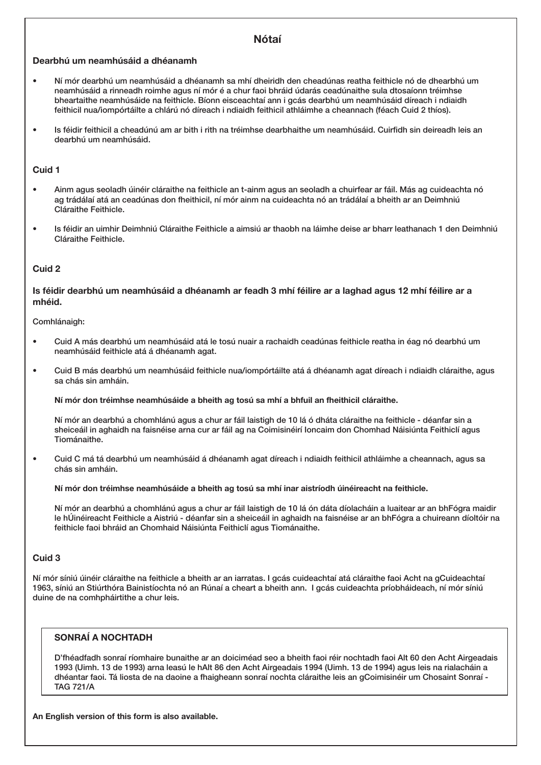## Nótaí

### Dearbhú um neamhúsáid a dhéanamh

- Ní mór dearbhú um neamhúsáid a dhéanamh sa mhí dheiridh den cheadúnas reatha feithicle nó de dhearbhú um neamhúsáid a rinneadh roimhe agus ní mór é a chur faoi bhráid údarás ceadúnaithe sula dtosaíonn tréimhse bheartaithe neamhúsáide na feithicle. Bíonn eisceachtaí ann i gcás dearbhú um neamhúsáid díreach i ndiaidh feithicil nua/iompórtáilte a chlárú nó díreach i ndiaidh feithicil athláimhe a cheannach (féach Cuid 2 thíos).
- Is féidir feithicil a cheadúnú am ar bith i rith na tréimhse dearbhaithe um neamhúsáid. Cuirfidh sin deireadh leis an dearbhú um neamhúsáid.

### Cuid 1

- Ainm agus seoladh úinéir cláraithe na feithicle an t-ainm agus an seoladh a chuirfear ar fáil. Más ag cuideachta nó ag trádálaí atá an ceadúnas don fheithicil, ní mór ainm na cuideachta nó an trádálaí a bheith ar an Deimhniú Cláraithe Feithicle.
- Is féidir an uimhir Deimhniú Cláraithe Feithicle a aimsiú ar thaobh na láimhe deise ar bharr leathanach 1 den Deimhniú Cláraithe Feithicle.

### Cuid 2

**Is féidir dearbhú um neamhúsáid a dhéanamh ar feadh 3 mhí féilire ar a laghad agus 12 mhí féilire ar a mhéid.**

Comhlánaigh:

- Cuid A más dearbhú um neamhúsáid atá le tosú nuair a rachaidh ceadúnas feithicle reatha in éag nó dearbhú um neamhúsáid feithicle atá á dhéanamh agat.
- Cuid B más dearbhú um neamhúsáid feithicle nua/iompórtáilte atá á dhéanamh agat díreach i ndiaidh cláraithe, agus sa chás sin amháin.

  **Ní mór don tréimhse neamhúsáide a bheith ag tosú sa mhí a bhfuil an fheithicil cláraithe.**

  Ní mór an dearbhú a chomhlánú agus a chur ar fáil laistigh de 10 lá ó dháta cláraithe na feithicle - déanfar sin a sheiceáil in aghaidh na faisnéise arna cur ar fáil ag na Coimisinéirí Ioncaim don Chomhad Náisiúnta Feithiclí agus Tiománaithe.

- Cuid C má tá dearbhú um neamhúsáid á dhéanamh agat díreach i ndiaidh feithicil athláimhe a cheannach, agus sa chás sin amháin.

  **Ní mór don tréimhse neamhúsáide a bheith ag tosú sa mhí inar aistríodh úinéireacht na feithicle.**

  Ní mór an dearbhú a chomhlánú agus a chur ar fáil laistigh de 10 lá ón dáta díolacháin a luaitear ar an bhFógra maidir le hÚinéireacht Feithicle a Aistriú - déanfar sin a sheiceáil in aghaidh na faisnéise ar an bhFógra a chuireann díoltóir na feithicle faoi bhráid an Chomhaid Náisiúnta Feithiclí agus Tiománaithe.

### Cuid 3

Ní mór síniú úinéir cláraithe na feithicle a bheith ar an iarratas. I gcás cuideachtaí atá cláraithe faoi Acht na gCuideachtaí 1963, síniú an Stiúrthóra Bainistíochta nó an Rúnaí a cheart a bheith ann. I gcás cuideachta príobháideach, ní mór síniú duine de na comhpháirtithe a chur leis.

### SONRAÍ A NOCHTADH

D'fhéadfadh sonraí ríomhaire bunaithe ar an doiciméad seo a bheith faoi réir nochtadh faoi Alt 60 den Acht Airgeadais 1993 (Uimh. 13 de 1993) arna leasú le hAlt 86 den Acht Airgeadais 1994 (Uimh. 13 de 1994) agus leis na rialacháin a dhéantar faoi. Tá liosta de na daoine a fhaigheann sonraí nochta cláraithe leis an gCoimisinéir um Chosaint Sonraí - TAG 721/A

**An English version of this form is also available.**